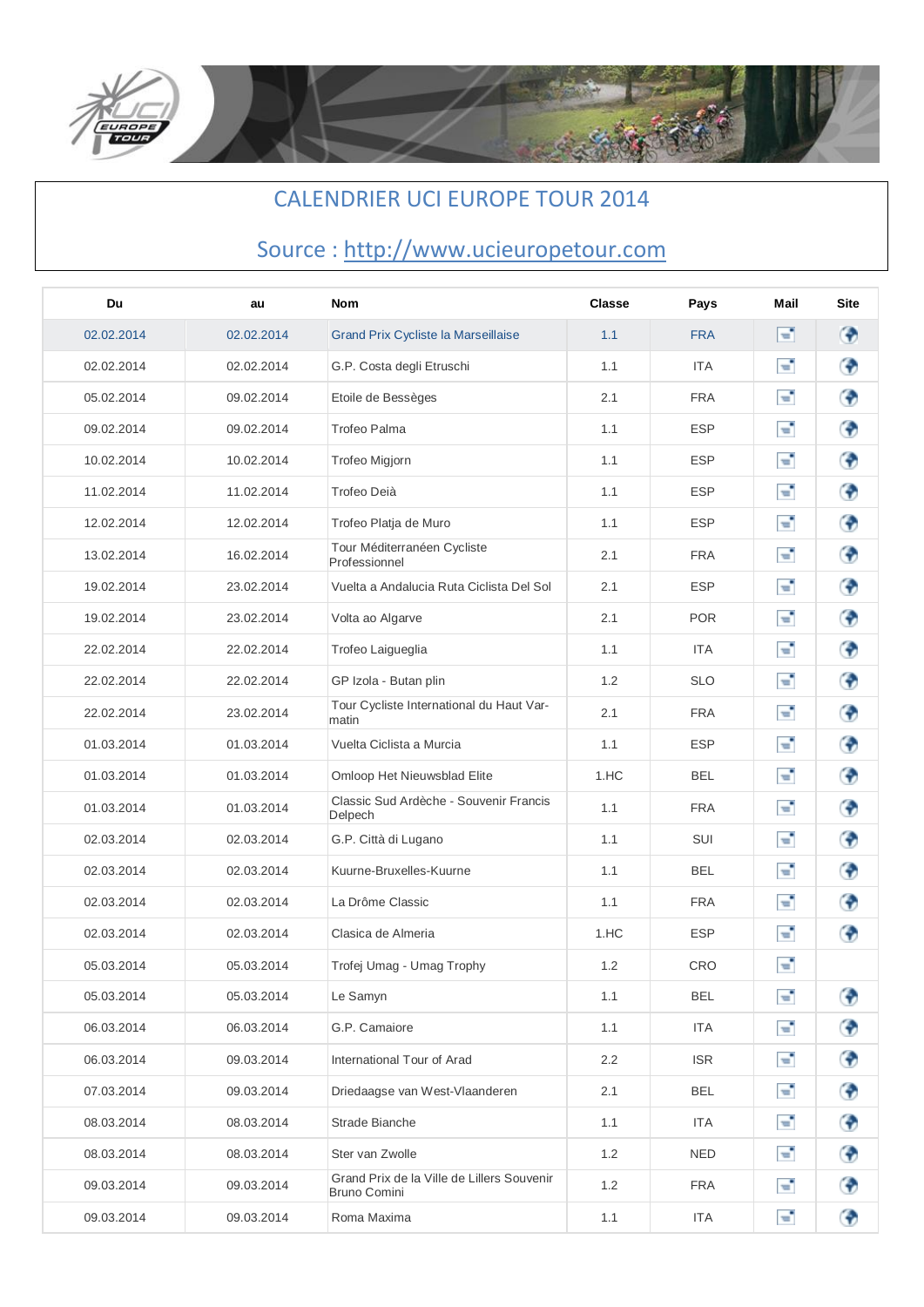# CALENDRIER UCI EUROPE TOUR 2014

## Source : http://www.ucieuropetour.com

| Du | au | Nom | Classe | Pays | Mail | Site |
|---|---|---|---|---|---|---|
| 02.02.2014 | 02.02.2014 | Grand Prix Cycliste la Marseillaise | 1.1 | FRA | | |
| 02.02.2014 | 02.02.2014 | G.P. Costa degli Etruschi | 1.1 | ITA | | |
| 05.02.2014 | 09.02.2014 | Etoile de Bessèges | 2.1 | FRA | | |
| 09.02.2014 | 09.02.2014 | Trofeo Palma | 1.1 | ESP | | |
| 10.02.2014 | 10.02.2014 | Trofeo Migjorn | 1.1 | ESP | | |
| 11.02.2014 | 11.02.2014 | Trofeo Deià | 1.1 | ESP | | |
| 12.02.2014 | 12.02.2014 | Trofeo Platja de Muro | 1.1 | ESP | | |
| 13.02.2014 | 16.02.2014 | Tour Méditerranéen Cycliste Professionnel | 2.1 | FRA | | |
| 19.02.2014 | 23.02.2014 | Vuelta a Andalucia Ruta Ciclista Del Sol | 2.1 | ESP | | |
| 19.02.2014 | 23.02.2014 | Volta ao Algarve | 2.1 | POR | | |
| 22.02.2014 | 22.02.2014 | Trofeo Laigueglia | 1.1 | ITA | | |
| 22.02.2014 | 22.02.2014 | GP Izola - Butan plin | 1.2 | SLO | | |
| 22.02.2014 | 23.02.2014 | Tour Cycliste International du Haut Var-matin | 2.1 | FRA | | |
| 01.03.2014 | 01.03.2014 | Vuelta Ciclista a Murcia | 1.1 | ESP | | |
| 01.03.2014 | 01.03.2014 | Omloop Het Nieuwsblad Elite | 1.HC | BEL | | |
| 01.03.2014 | 01.03.2014 | Classic Sud Ardèche - Souvenir Francis Delpech | 1.1 | FRA | | |
| 02.03.2014 | 02.03.2014 | G.P. Città di Lugano | 1.1 | SUI | | |
| 02.03.2014 | 02.03.2014 | Kuurne-Bruxelles-Kuurne | 1.1 | BEL | | |
| 02.03.2014 | 02.03.2014 | La Drôme Classic | 1.1 | FRA | | |
| 02.03.2014 | 02.03.2014 | Clasica de Almeria | 1.HC | ESP | | |
| 05.03.2014 | 05.03.2014 | Trofej Umag - Umag Trophy | 1.2 | CRO | | |
| 05.03.2014 | 05.03.2014 | Le Samyn | 1.1 | BEL | | |
| 06.03.2014 | 06.03.2014 | G.P. Camaiore | 1.1 | ITA | | |
| 06.03.2014 | 09.03.2014 | International Tour of Arad | 2.2 | ISR | | |
| 07.03.2014 | 09.03.2014 | Driedaagse van West-Vlaanderen | 2.1 | BEL | | |
| 08.03.2014 | 08.03.2014 | Strade Bianche | 1.1 | ITA | | |
| 08.03.2014 | 08.03.2014 | Ster van Zwolle | 1.2 | NED | | |
| 09.03.2014 | 09.03.2014 | Grand Prix de la Ville de Lillers Souvenir Bruno Comini | 1.2 | FRA | | |
| 09.03.2014 | 09.03.2014 | Roma Maxima | 1.1 | ITA | | |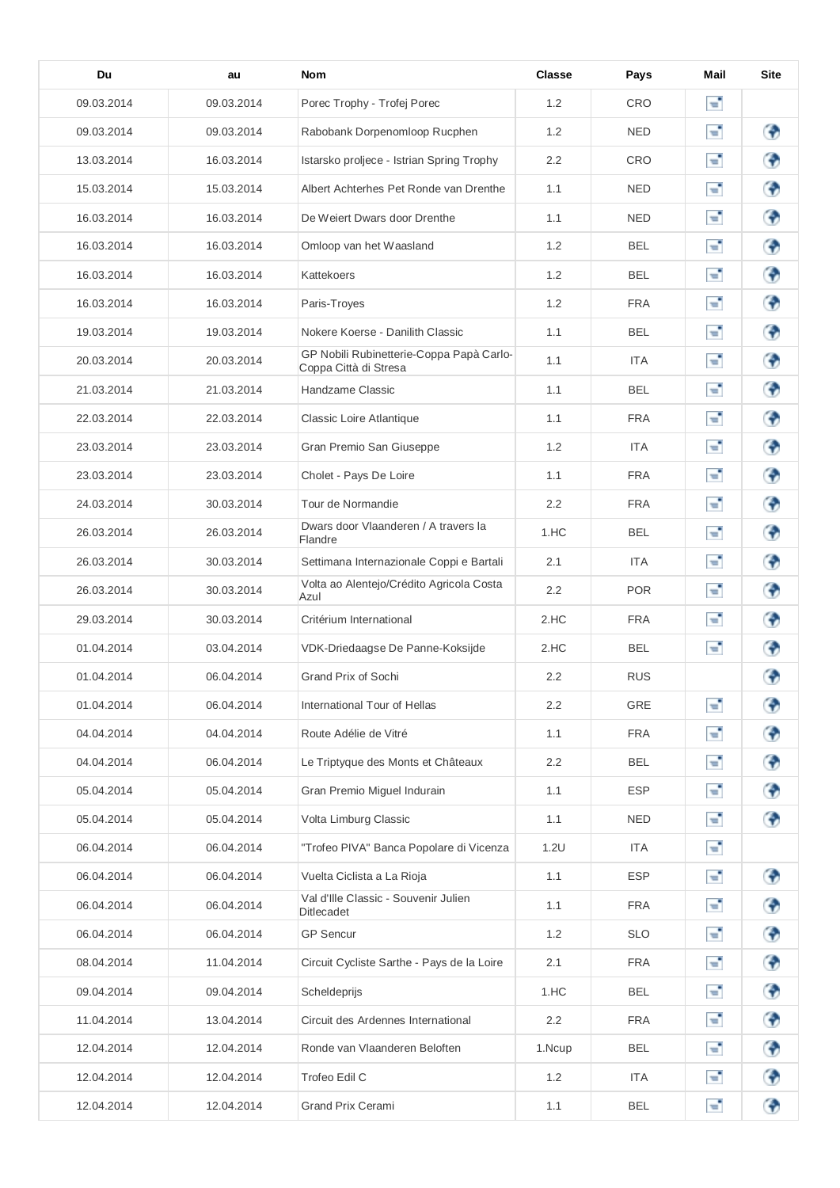| Du | au | Nom | Classe | Pays | Mail | Site |
|---|---|---|---|---|---|---|
| 09.03.2014 | 09.03.2014 | Porec Trophy - Trofej Porec | 1.2 | CRO | | |
| 09.03.2014 | 09.03.2014 | Rabobank Dorpenomloop Rucphen | 1.2 | NED | | |
| 13.03.2014 | 16.03.2014 | Istarsko proljece - Istrian Spring Trophy | 2.2 | CRO | | |
| 15.03.2014 | 15.03.2014 | Albert Achterhes Pet Ronde van Drenthe | 1.1 | NED | | |
| 16.03.2014 | 16.03.2014 | De Weiert Dwars door Drenthe | 1.1 | NED | | |
| 16.03.2014 | 16.03.2014 | Omloop van het Waasland | 1.2 | BEL | | |
| 16.03.2014 | 16.03.2014 | Kattekoers | 1.2 | BEL | | |
| 16.03.2014 | 16.03.2014 | Paris-Troyes | 1.2 | FRA | | |
| 19.03.2014 | 19.03.2014 | Nokere Koerse - Danilith Classic | 1.1 | BEL | | |
| 20.03.2014 | 20.03.2014 | GP Nobili Rubinetterie-Coppa Papà Carlo-Coppa Città di Stresa | 1.1 | ITA | | |
| 21.03.2014 | 21.03.2014 | Handzame Classic | 1.1 | BEL | | |
| 22.03.2014 | 22.03.2014 | Classic Loire Atlantique | 1.1 | FRA | | |
| 23.03.2014 | 23.03.2014 | Gran Premio San Giuseppe | 1.2 | ITA | | |
| 23.03.2014 | 23.03.2014 | Cholet - Pays De Loire | 1.1 | FRA | | |
| 24.03.2014 | 30.03.2014 | Tour de Normandie | 2.2 | FRA | | |
| 26.03.2014 | 26.03.2014 | Dwars door Vlaanderen / A travers la Flandre | 1.HC | BEL | | |
| 26.03.2014 | 30.03.2014 | Settimana Internazionale Coppi e Bartali | 2.1 | ITA | | |
| 26.03.2014 | 30.03.2014 | Volta ao Alentejo/Crédito Agricola Costa Azul | 2.2 | POR | | |
| 29.03.2014 | 30.03.2014 | Critérium International | 2.HC | FRA | | |
| 01.04.2014 | 03.04.2014 | VDK-Driedaagse De Panne-Koksijde | 2.HC | BEL | | |
| 01.04.2014 | 06.04.2014 | Grand Prix of Sochi | 2.2 | RUS | | |
| 01.04.2014 | 06.04.2014 | International Tour of Hellas | 2.2 | GRE | | |
| 04.04.2014 | 04.04.2014 | Route Adélie de Vitré | 1.1 | FRA | | |
| 04.04.2014 | 06.04.2014 | Le Triptyque des Monts et Châteaux | 2.2 | BEL | | |
| 05.04.2014 | 05.04.2014 | Gran Premio Miguel Indurain | 1.1 | ESP | | |
| 05.04.2014 | 05.04.2014 | Volta Limburg Classic | 1.1 | NED | | |
| 06.04.2014 | 06.04.2014 | "Trofeo PIVA" Banca Popolare di Vicenza | 1.2U | ITA | | |
| 06.04.2014 | 06.04.2014 | Vuelta Ciclista a La Rioja | 1.1 | ESP | | |
| 06.04.2014 | 06.04.2014 | Val d'Ille Classic - Souvenir Julien Ditlecadet | 1.1 | FRA | | |
| 06.04.2014 | 06.04.2014 | GP Sencur | 1.2 | SLO | | |
| 08.04.2014 | 11.04.2014 | Circuit Cycliste Sarthe - Pays de la Loire | 2.1 | FRA | | |
| 09.04.2014 | 09.04.2014 | Scheldeprijs | 1.HC | BEL | | |
| 11.04.2014 | 13.04.2014 | Circuit des Ardennes International | 2.2 | FRA | | |
| 12.04.2014 | 12.04.2014 | Ronde van Vlaanderen Beloften | 1.Ncup | BEL | | |
| 12.04.2014 | 12.04.2014 | Trofeo Edil C | 1.2 | ITA | | |
| 12.04.2014 | 12.04.2014 | Grand Prix Cerami | 1.1 | BEL | | |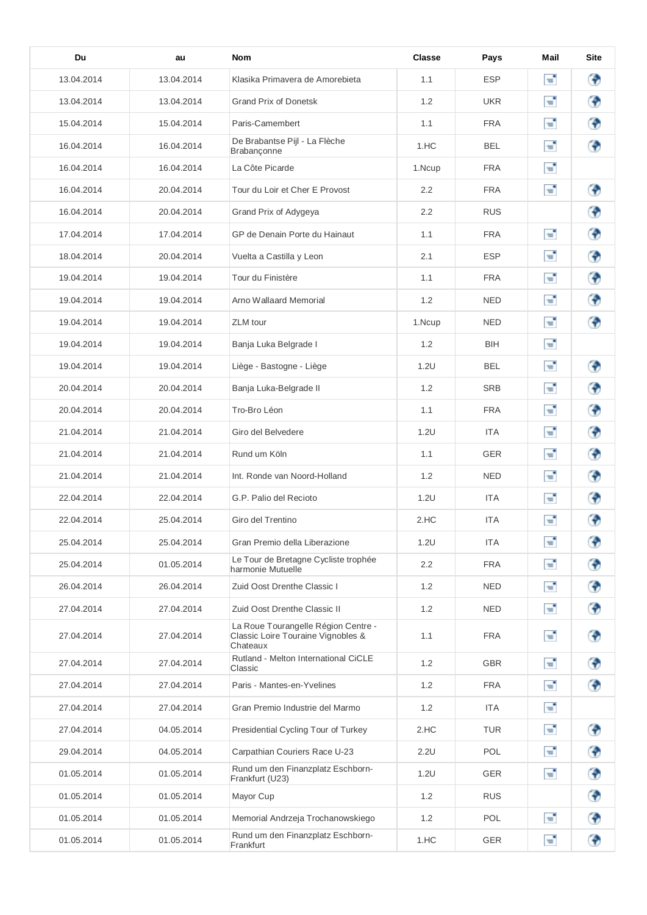| Du | au | Nom | Classe | Pays | Mail | Site |
|---|---|---|---|---|---|---|
| 13.04.2014 | 13.04.2014 | Klasika Primavera de Amorebieta | 1.1 | ESP | | |
| 13.04.2014 | 13.04.2014 | Grand Prix of Donetsk | 1.2 | UKR | | |
| 15.04.2014 | 15.04.2014 | Paris-Camembert | 1.1 | FRA | | |
| 16.04.2014 | 16.04.2014 | De Brabantse Pijl - La Flèche Brabançonne | 1.HC | BEL | | |
| 16.04.2014 | 16.04.2014 | La Côte Picarde | 1.Ncup | FRA | | |
| 16.04.2014 | 20.04.2014 | Tour du Loir et Cher E Provost | 2.2 | FRA | | |
| 16.04.2014 | 20.04.2014 | Grand Prix of Adygeya | 2.2 | RUS | | |
| 17.04.2014 | 17.04.2014 | GP de Denain Porte du Hainaut | 1.1 | FRA | | |
| 18.04.2014 | 20.04.2014 | Vuelta a Castilla y Leon | 2.1 | ESP | | |
| 19.04.2014 | 19.04.2014 | Tour du Finistère | 1.1 | FRA | | |
| 19.04.2014 | 19.04.2014 | Arno Wallaard Memorial | 1.2 | NED | | |
| 19.04.2014 | 19.04.2014 | ZLM tour | 1.Ncup | NED | | |
| 19.04.2014 | 19.04.2014 | Banja Luka Belgrade I | 1.2 | BIH | | |
| 19.04.2014 | 19.04.2014 | Liège - Bastogne - Liège | 1.2U | BEL | | |
| 20.04.2014 | 20.04.2014 | Banja Luka-Belgrade II | 1.2 | SRB | | |
| 20.04.2014 | 20.04.2014 | Tro-Bro Léon | 1.1 | FRA | | |
| 21.04.2014 | 21.04.2014 | Giro del Belvedere | 1.2U | ITA | | |
| 21.04.2014 | 21.04.2014 | Rund um Köln | 1.1 | GER | | |
| 21.04.2014 | 21.04.2014 | Int. Ronde van Noord-Holland | 1.2 | NED | | |
| 22.04.2014 | 22.04.2014 | G.P. Palio del Recioto | 1.2U | ITA | | |
| 22.04.2014 | 25.04.2014 | Giro del Trentino | 2.HC | ITA | | |
| 25.04.2014 | 25.04.2014 | Gran Premio della Liberazione | 1.2U | ITA | | |
| 25.04.2014 | 01.05.2014 | Le Tour de Bretagne Cycliste trophée harmonie Mutuelle | 2.2 | FRA | | |
| 26.04.2014 | 26.04.2014 | Zuid Oost Drenthe Classic I | 1.2 | NED | | |
| 27.04.2014 | 27.04.2014 | Zuid Oost Drenthe Classic II | 1.2 | NED | | |
| 27.04.2014 | 27.04.2014 | La Roue Tourangelle Région Centre - Classic Loire Touraine Vignobles & Chateaux | 1.1 | FRA | | |
| 27.04.2014 | 27.04.2014 | Rutland - Melton International CiCLE Classic | 1.2 | GBR | | |
| 27.04.2014 | 27.04.2014 | Paris - Mantes-en-Yvelines | 1.2 | FRA | | |
| 27.04.2014 | 27.04.2014 | Gran Premio Industrie del Marmo | 1.2 | ITA | | |
| 27.04.2014 | 04.05.2014 | Presidential Cycling Tour of Turkey | 2.HC | TUR | | |
| 29.04.2014 | 04.05.2014 | Carpathian Couriers Race U-23 | 2.2U | POL | | |
| 01.05.2014 | 01.05.2014 | Rund um den Finanzplatz Eschborn-Frankfurt (U23) | 1.2U | GER | | |
| 01.05.2014 | 01.05.2014 | Mayor Cup | 1.2 | RUS | | |
| 01.05.2014 | 01.05.2014 | Memorial Andrzeja Trochanowskiego | 1.2 | POL | | |
| 01.05.2014 | 01.05.2014 | Rund um den Finanzplatz Eschborn-Frankfurt | 1.HC | GER | | |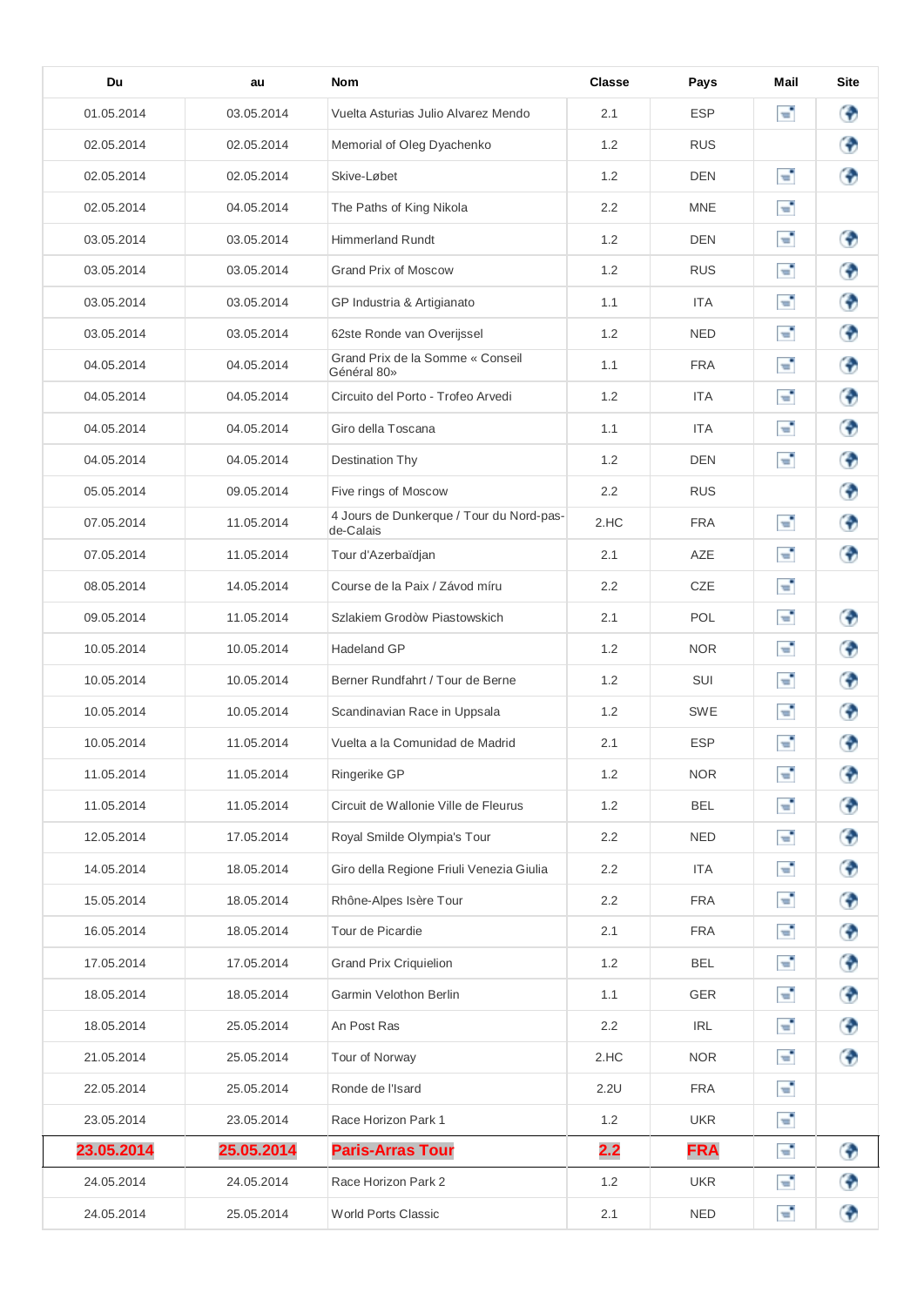| Du | au | Nom | Classe | Pays | Mail | Site |
|---|---|---|---|---|---|---|
| 01.05.2014 | 03.05.2014 | Vuelta Asturias Julio Alvarez Mendo | 2.1 | ESP | | |
| 02.05.2014 | 02.05.2014 | Memorial of Oleg Dyachenko | 1.2 | RUS | | |
| 02.05.2014 | 02.05.2014 | Skive-Løbet | 1.2 | DEN | | |
| 02.05.2014 | 04.05.2014 | The Paths of King Nikola | 2.2 | MNE | | |
| 03.05.2014 | 03.05.2014 | Himmerland Rundt | 1.2 | DEN | | |
| 03.05.2014 | 03.05.2014 | Grand Prix of Moscow | 1.2 | RUS | | |
| 03.05.2014 | 03.05.2014 | GP Industria & Artigianato | 1.1 | ITA | | |
| 03.05.2014 | 03.05.2014 | 62ste Ronde van Overijssel | 1.2 | NED | | |
| 04.05.2014 | 04.05.2014 | Grand Prix de la Somme « Conseil Général 80» | 1.1 | FRA | | |
| 04.05.2014 | 04.05.2014 | Circuito del Porto - Trofeo Arvedi | 1.2 | ITA | | |
| 04.05.2014 | 04.05.2014 | Giro della Toscana | 1.1 | ITA | | |
| 04.05.2014 | 04.05.2014 | Destination Thy | 1.2 | DEN | | |
| 05.05.2014 | 09.05.2014 | Five rings of Moscow | 2.2 | RUS | | |
| 07.05.2014 | 11.05.2014 | 4 Jours de Dunkerque / Tour du Nord-pas-de-Calais | 2.HC | FRA | | |
| 07.05.2014 | 11.05.2014 | Tour d'Azerbaïdjan | 2.1 | AZE | | |
| 08.05.2014 | 14.05.2014 | Course de la Paix / Závod míru | 2.2 | CZE | | |
| 09.05.2014 | 11.05.2014 | Szlakiem Grodòw Piastowskich | 2.1 | POL | | |
| 10.05.2014 | 10.05.2014 | Hadeland GP | 1.2 | NOR | | |
| 10.05.2014 | 10.05.2014 | Berner Rundfahrt / Tour de Berne | 1.2 | SUI | | |
| 10.05.2014 | 10.05.2014 | Scandinavian Race in Uppsala | 1.2 | SWE | | |
| 10.05.2014 | 11.05.2014 | Vuelta a la Comunidad de Madrid | 2.1 | ESP | | |
| 11.05.2014 | 11.05.2014 | Ringerike GP | 1.2 | NOR | | |
| 11.05.2014 | 11.05.2014 | Circuit de Wallonie Ville de Fleurus | 1.2 | BEL | | |
| 12.05.2014 | 17.05.2014 | Royal Smilde Olympia's Tour | 2.2 | NED | | |
| 14.05.2014 | 18.05.2014 | Giro della Regione Friuli Venezia Giulia | 2.2 | ITA | | |
| 15.05.2014 | 18.05.2014 | Rhône-Alpes Isère Tour | 2.2 | FRA | | |
| 16.05.2014 | 18.05.2014 | Tour de Picardie | 2.1 | FRA | | |
| 17.05.2014 | 17.05.2014 | Grand Prix Criquielion | 1.2 | BEL | | |
| 18.05.2014 | 18.05.2014 | Garmin Velothon Berlin | 1.1 | GER | | |
| 18.05.2014 | 25.05.2014 | An Post Ras | 2.2 | IRL | | |
| 21.05.2014 | 25.05.2014 | Tour of Norway | 2.HC | NOR | | |
| 22.05.2014 | 25.05.2014 | Ronde de l'Isard | 2.2U | FRA | | |
| 23.05.2014 | 23.05.2014 | Race Horizon Park 1 | 1.2 | UKR | | |
| **23.05.2014** | **25.05.2014** | **Paris-Arras Tour** | **2.2** | **FRA** | | |
| 24.05.2014 | 24.05.2014 | Race Horizon Park 2 | 1.2 | UKR | | |
| 24.05.2014 | 25.05.2014 | World Ports Classic | 2.1 | NED | | |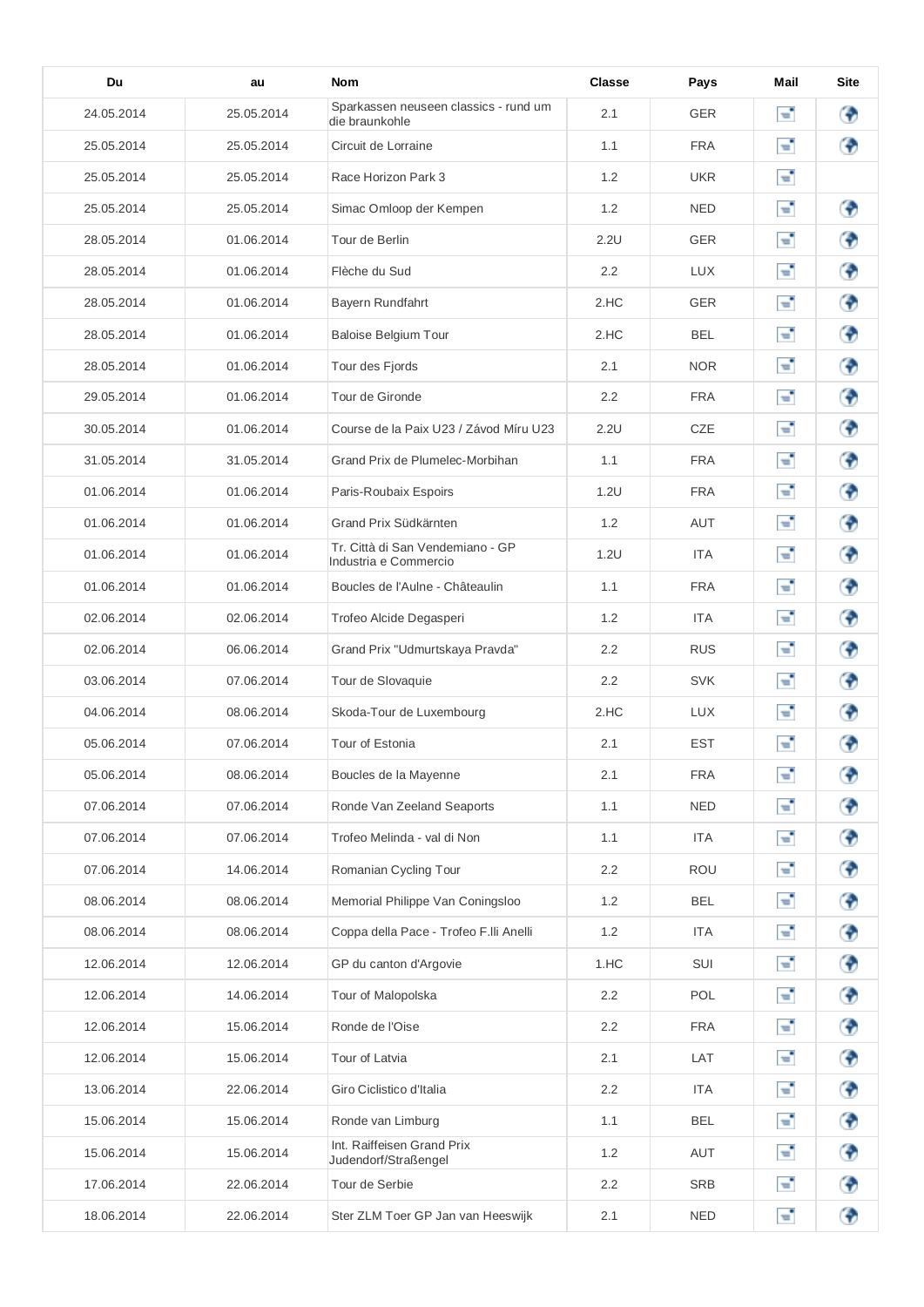| Du | au | Nom | Classe | Pays | Mail | Site |
| --- | --- | --- | --- | --- | --- | --- |
| 24.05.2014 | 25.05.2014 | Sparkassen neuseen classics - rund um die braunkohle | 2.1 | GER | | |
| 25.05.2014 | 25.05.2014 | Circuit de Lorraine | 1.1 | FRA | | |
| 25.05.2014 | 25.05.2014 | Race Horizon Park 3 | 1.2 | UKR | | |
| 25.05.2014 | 25.05.2014 | Simac Omloop der Kempen | 1.2 | NED | | |
| 28.05.2014 | 01.06.2014 | Tour de Berlin | 2.2U | GER | | |
| 28.05.2014 | 01.06.2014 | Flèche du Sud | 2.2 | LUX | | |
| 28.05.2014 | 01.06.2014 | Bayern Rundfahrt | 2.HC | GER | | |
| 28.05.2014 | 01.06.2014 | Baloise Belgium Tour | 2.HC | BEL | | |
| 28.05.2014 | 01.06.2014 | Tour des Fjords | 2.1 | NOR | | |
| 29.05.2014 | 01.06.2014 | Tour de Gironde | 2.2 | FRA | | |
| 30.05.2014 | 01.06.2014 | Course de la Paix U23 / Závod Míru U23 | 2.2U | CZE | | |
| 31.05.2014 | 31.05.2014 | Grand Prix de Plumelec-Morbihan | 1.1 | FRA | | |
| 01.06.2014 | 01.06.2014 | Paris-Roubaix Espoirs | 1.2U | FRA | | |
| 01.06.2014 | 01.06.2014 | Grand Prix Südkärnten | 1.2 | AUT | | |
| 01.06.2014 | 01.06.2014 | Tr. Città di San Vendemiano - GP Industria e Commercio | 1.2U | ITA | | |
| 01.06.2014 | 01.06.2014 | Boucles de l'Aulne - Châteaulin | 1.1 | FRA | | |
| 02.06.2014 | 02.06.2014 | Trofeo Alcide Degasperi | 1.2 | ITA | | |
| 02.06.2014 | 06.06.2014 | Grand Prix "Udmurtskaya Pravda" | 2.2 | RUS | | |
| 03.06.2014 | 07.06.2014 | Tour de Slovaquie | 2.2 | SVK | | |
| 04.06.2014 | 08.06.2014 | Skoda-Tour de Luxembourg | 2.HC | LUX | | |
| 05.06.2014 | 07.06.2014 | Tour of Estonia | 2.1 | EST | | |
| 05.06.2014 | 08.06.2014 | Boucles de la Mayenne | 2.1 | FRA | | |
| 07.06.2014 | 07.06.2014 | Ronde Van Zeeland Seaports | 1.1 | NED | | |
| 07.06.2014 | 07.06.2014 | Trofeo Melinda - val di Non | 1.1 | ITA | | |
| 07.06.2014 | 14.06.2014 | Romanian Cycling Tour | 2.2 | ROU | | |
| 08.06.2014 | 08.06.2014 | Memorial Philippe Van Coningsloo | 1.2 | BEL | | |
| 08.06.2014 | 08.06.2014 | Coppa della Pace - Trofeo F.lli Anelli | 1.2 | ITA | | |
| 12.06.2014 | 12.06.2014 | GP du canton d'Argovie | 1.HC | SUI | | |
| 12.06.2014 | 14.06.2014 | Tour of Malopolska | 2.2 | POL | | |
| 12.06.2014 | 15.06.2014 | Ronde de l'Oise | 2.2 | FRA | | |
| 12.06.2014 | 15.06.2014 | Tour of Latvia | 2.1 | LAT | | |
| 13.06.2014 | 22.06.2014 | Giro Ciclistico d'Italia | 2.2 | ITA | | |
| 15.06.2014 | 15.06.2014 | Ronde van Limburg | 1.1 | BEL | | |
| 15.06.2014 | 15.06.2014 | Int. Raiffeisen Grand Prix Judendorf/Straßengel | 1.2 | AUT | | |
| 17.06.2014 | 22.06.2014 | Tour de Serbie | 2.2 | SRB | | |
| 18.06.2014 | 22.06.2014 | Ster ZLM Toer GP Jan van Heeswijk | 2.1 | NED | | |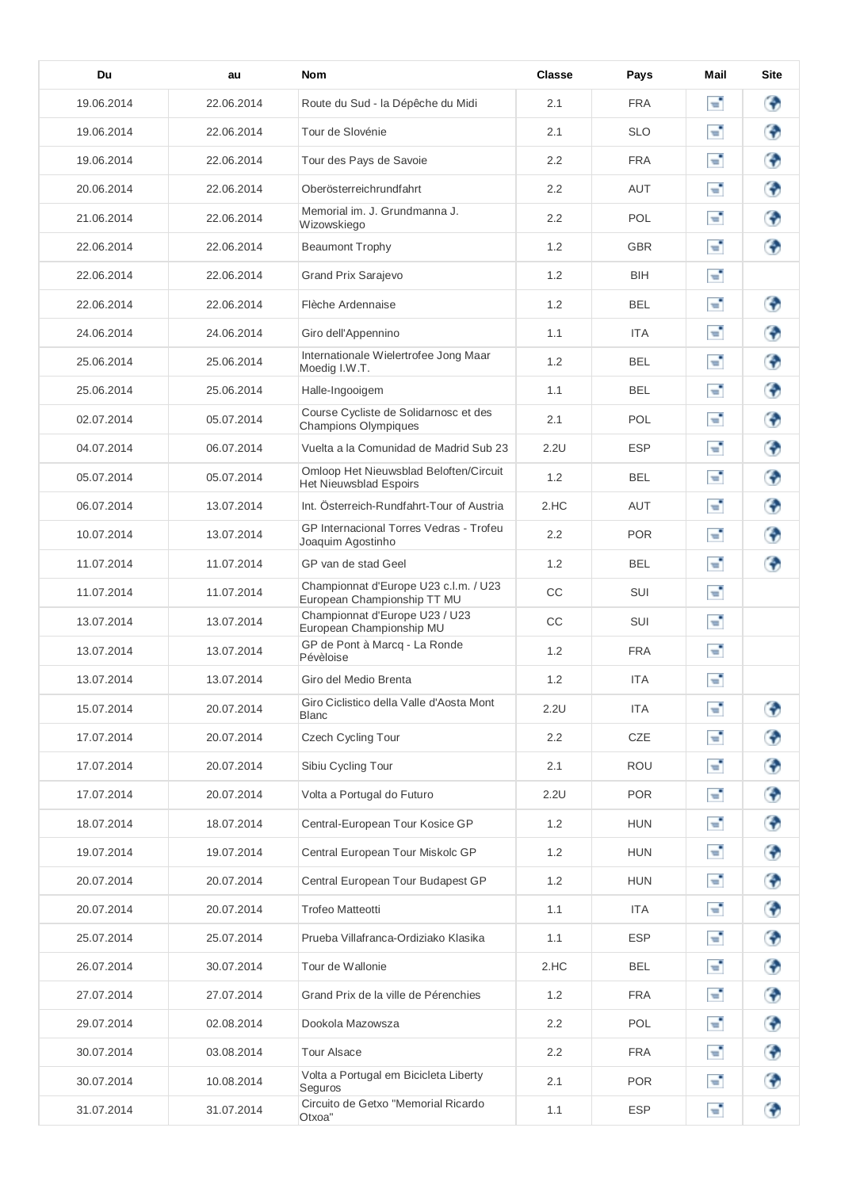| Du | au | Nom | Classe | Pays | Mail | Site |
|---|---|---|---|---|---|---|
| 19.06.2014 | 22.06.2014 | Route du Sud - la Dépêche du Midi | 2.1 | FRA | | |
| 19.06.2014 | 22.06.2014 | Tour de Slovénie | 2.1 | SLO | | |
| 19.06.2014 | 22.06.2014 | Tour des Pays de Savoie | 2.2 | FRA | | |
| 20.06.2014 | 22.06.2014 | Oberösterreichrundfahrt | 2.2 | AUT | | |
| 21.06.2014 | 22.06.2014 | Memorial im. J. Grundmanna J. Wizowskiego | 2.2 | POL | | |
| 22.06.2014 | 22.06.2014 | Beaumont Trophy | 1.2 | GBR | | |
| 22.06.2014 | 22.06.2014 | Grand Prix Sarajevo | 1.2 | BIH | | |
| 22.06.2014 | 22.06.2014 | Flèche Ardennaise | 1.2 | BEL | | |
| 24.06.2014 | 24.06.2014 | Giro dell'Appennino | 1.1 | ITA | | |
| 25.06.2014 | 25.06.2014 | Internationale Wielertrofee Jong Maar Moedig I.W.T. | 1.2 | BEL | | |
| 25.06.2014 | 25.06.2014 | Halle-Ingooigem | 1.1 | BEL | | |
| 02.07.2014 | 05.07.2014 | Course Cycliste de Solidarnosc et des Champions Olympiques | 2.1 | POL | | |
| 04.07.2014 | 06.07.2014 | Vuelta a la Comunidad de Madrid Sub 23 | 2.2U | ESP | | |
| 05.07.2014 | 05.07.2014 | Omloop Het Nieuwsblad Beloften/Circuit Het Nieuwsblad Espoirs | 1.2 | BEL | | |
| 06.07.2014 | 13.07.2014 | Int. Österreich-Rundfahrt-Tour of Austria | 2.HC | AUT | | |
| 10.07.2014 | 13.07.2014 | GP Internacional Torres Vedras - Trofeu Joaquim Agostinho | 2.2 | POR | | |
| 11.07.2014 | 11.07.2014 | GP van de stad Geel | 1.2 | BEL | | |
| 11.07.2014 | 11.07.2014 | Championnat d'Europe U23 c.l.m. / U23 European Championship TT MU | CC | SUI | | |
| 13.07.2014 | 13.07.2014 | Championnat d'Europe U23 / U23 European Championship MU | CC | SUI | | |
| 13.07.2014 | 13.07.2014 | GP de Pont à Marcq - La Ronde Pévèloise | 1.2 | FRA | | |
| 13.07.2014 | 13.07.2014 | Giro del Medio Brenta | 1.2 | ITA | | |
| 15.07.2014 | 20.07.2014 | Giro Ciclistico della Valle d'Aosta Mont Blanc | 2.2U | ITA | | |
| 17.07.2014 | 20.07.2014 | Czech Cycling Tour | 2.2 | CZE | | |
| 17.07.2014 | 20.07.2014 | Sibiu Cycling Tour | 2.1 | ROU | | |
| 17.07.2014 | 20.07.2014 | Volta a Portugal do Futuro | 2.2U | POR | | |
| 18.07.2014 | 18.07.2014 | Central-European Tour Kosice GP | 1.2 | HUN | | |
| 19.07.2014 | 19.07.2014 | Central European Tour Miskolc GP | 1.2 | HUN | | |
| 20.07.2014 | 20.07.2014 | Central European Tour Budapest GP | 1.2 | HUN | | |
| 20.07.2014 | 20.07.2014 | Trofeo Matteotti | 1.1 | ITA | | |
| 25.07.2014 | 25.07.2014 | Prueba Villafranca-Ordiziako Klasika | 1.1 | ESP | | |
| 26.07.2014 | 30.07.2014 | Tour de Wallonie | 2.HC | BEL | | |
| 27.07.2014 | 27.07.2014 | Grand Prix de la ville de Pérenchies | 1.2 | FRA | | |
| 29.07.2014 | 02.08.2014 | Dookola Mazowsza | 2.2 | POL | | |
| 30.07.2014 | 03.08.2014 | Tour Alsace | 2.2 | FRA | | |
| 30.07.2014 | 10.08.2014 | Volta a Portugal em Bicicleta Liberty Seguros | 2.1 | POR | | |
| 31.07.2014 | 31.07.2014 | Circuito de Getxo "Memorial Ricardo Otxoa" | 1.1 | ESP | | |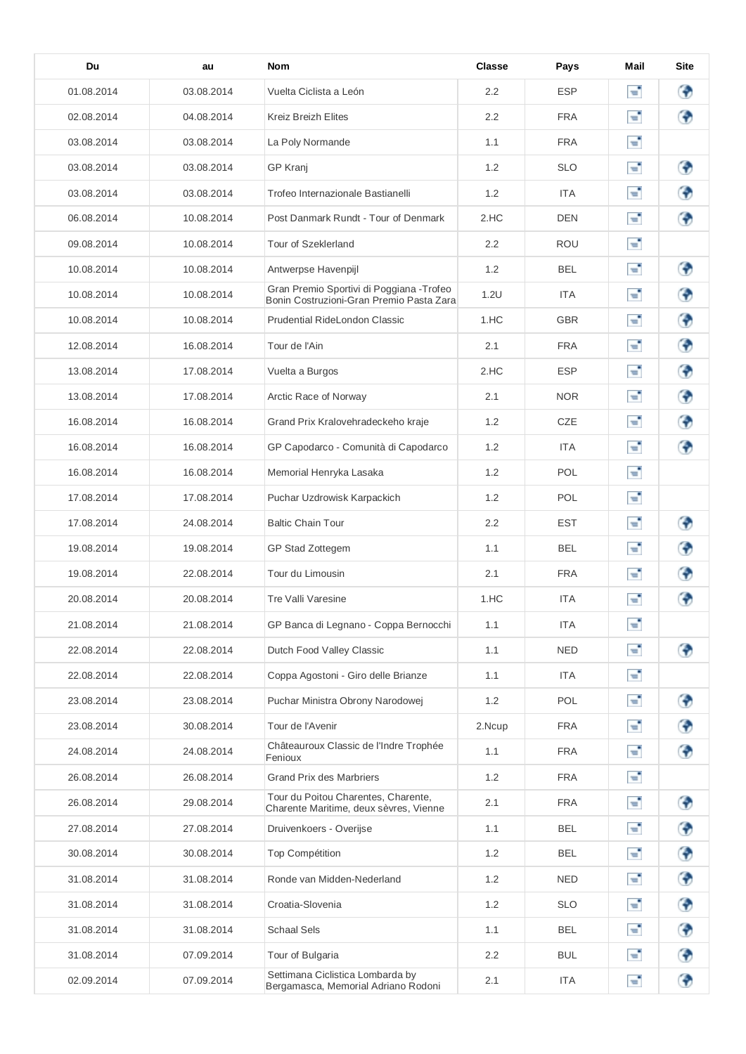| Du | au | Nom | Classe | Pays | Mail | Site |
|---|---|---|---|---|---|---|
| 01.08.2014 | 03.08.2014 | Vuelta Ciclista a León | 2.2 | ESP | | |
| 02.08.2014 | 04.08.2014 | Kreiz Breizh Elites | 2.2 | FRA | | |
| 03.08.2014 | 03.08.2014 | La Poly Normande | 1.1 | FRA | | |
| 03.08.2014 | 03.08.2014 | GP Kranj | 1.2 | SLO | | |
| 03.08.2014 | 03.08.2014 | Trofeo Internazionale Bastianelli | 1.2 | ITA | | |
| 06.08.2014 | 10.08.2014 | Post Danmark Rundt - Tour of Denmark | 2.HC | DEN | | |
| 09.08.2014 | 10.08.2014 | Tour of Szeklerland | 2.2 | ROU | | |
| 10.08.2014 | 10.08.2014 | Antwerpse Havenpijl | 1.2 | BEL | | |
| 10.08.2014 | 10.08.2014 | Gran Premio Sportivi di Poggiana -Trofeo Bonin Costruzioni-Gran Premio Pasta Zara | 1.2U | ITA | | |
| 10.08.2014 | 10.08.2014 | Prudential RideLondon Classic | 1.HC | GBR | | |
| 12.08.2014 | 16.08.2014 | Tour de l'Ain | 2.1 | FRA | | |
| 13.08.2014 | 17.08.2014 | Vuelta a Burgos | 2.HC | ESP | | |
| 13.08.2014 | 17.08.2014 | Arctic Race of Norway | 2.1 | NOR | | |
| 16.08.2014 | 16.08.2014 | Grand Prix Kralovehradeckeho kraje | 1.2 | CZE | | |
| 16.08.2014 | 16.08.2014 | GP Capodarco - Comunità di Capodarco | 1.2 | ITA | | |
| 16.08.2014 | 16.08.2014 | Memorial Henryka Lasaka | 1.2 | POL | | |
| 17.08.2014 | 17.08.2014 | Puchar Uzdrowisk Karpackich | 1.2 | POL | | |
| 17.08.2014 | 24.08.2014 | Baltic Chain Tour | 2.2 | EST | | |
| 19.08.2014 | 19.08.2014 | GP Stad Zottegem | 1.1 | BEL | | |
| 19.08.2014 | 22.08.2014 | Tour du Limousin | 2.1 | FRA | | |
| 20.08.2014 | 20.08.2014 | Tre Valli Varesine | 1.HC | ITA | | |
| 21.08.2014 | 21.08.2014 | GP Banca di Legnano - Coppa Bernocchi | 1.1 | ITA | | |
| 22.08.2014 | 22.08.2014 | Dutch Food Valley Classic | 1.1 | NED | | |
| 22.08.2014 | 22.08.2014 | Coppa Agostoni - Giro delle Brianze | 1.1 | ITA | | |
| 23.08.2014 | 23.08.2014 | Puchar Ministra Obrony Narodowej | 1.2 | POL | | |
| 23.08.2014 | 30.08.2014 | Tour de l'Avenir | 2.Ncup | FRA | | |
| 24.08.2014 | 24.08.2014 | Châteauroux Classic de l'Indre Trophée Fenioux | 1.1 | FRA | | |
| 26.08.2014 | 26.08.2014 | Grand Prix des Marbriers | 1.2 | FRA | | |
| 26.08.2014 | 29.08.2014 | Tour du Poitou Charentes, Charente, Charente Maritime, deux sèvres, Vienne | 2.1 | FRA | | |
| 27.08.2014 | 27.08.2014 | Druivenkoers - Overijse | 1.1 | BEL | | |
| 30.08.2014 | 30.08.2014 | Top Compétition | 1.2 | BEL | | |
| 31.08.2014 | 31.08.2014 | Ronde van Midden-Nederland | 1.2 | NED | | |
| 31.08.2014 | 31.08.2014 | Croatia-Slovenia | 1.2 | SLO | | |
| 31.08.2014 | 31.08.2014 | Schaal Sels | 1.1 | BEL | | |
| 31.08.2014 | 07.09.2014 | Tour of Bulgaria | 2.2 | BUL | | |
| 02.09.2014 | 07.09.2014 | Settimana Ciclistica Lombarda by Bergamasca, Memorial Adriano Rodoni | 2.1 | ITA | | |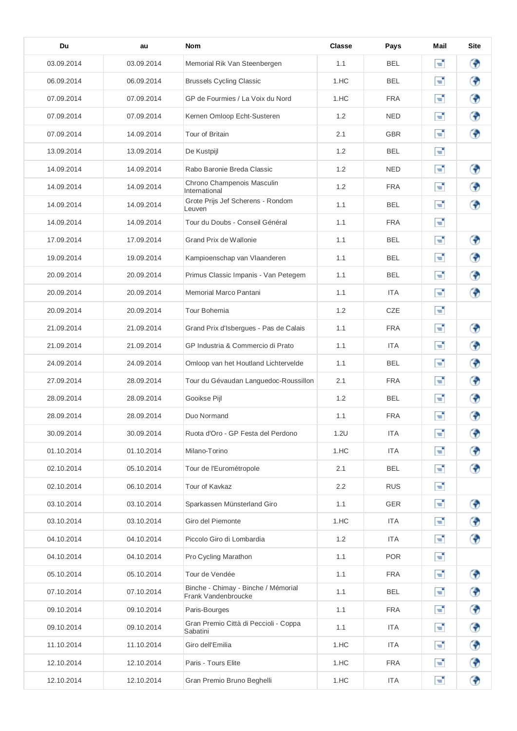| Du | au | Nom | Classe | Pays | Mail | Site |
|---|---|---|---|---|---|---|
| 03.09.2014 | 03.09.2014 | Memorial Rik Van Steenbergen | 1.1 | BEL | | |
| 06.09.2014 | 06.09.2014 | Brussels Cycling Classic | 1.HC | BEL | | |
| 07.09.2014 | 07.09.2014 | GP de Fourmies / La Voix du Nord | 1.HC | FRA | | |
| 07.09.2014 | 07.09.2014 | Kernen Omloop Echt-Susteren | 1.2 | NED | | |
| 07.09.2014 | 14.09.2014 | Tour of Britain | 2.1 | GBR | | |
| 13.09.2014 | 13.09.2014 | De Kustpijl | 1.2 | BEL | | |
| 14.09.2014 | 14.09.2014 | Rabo Baronie Breda Classic | 1.2 | NED | | |
| 14.09.2014 | 14.09.2014 | Chrono Champenois Masculin International | 1.2 | FRA | | |
| 14.09.2014 | 14.09.2014 | Grote Prijs Jef Scherens - Rondom Leuven | 1.1 | BEL | | |
| 14.09.2014 | 14.09.2014 | Tour du Doubs - Conseil Général | 1.1 | FRA | | |
| 17.09.2014 | 17.09.2014 | Grand Prix de Wallonie | 1.1 | BEL | | |
| 19.09.2014 | 19.09.2014 | Kampioenschap van Vlaanderen | 1.1 | BEL | | |
| 20.09.2014 | 20.09.2014 | Primus Classic Impanis - Van Petegem | 1.1 | BEL | | |
| 20.09.2014 | 20.09.2014 | Memorial Marco Pantani | 1.1 | ITA | | |
| 20.09.2014 | 20.09.2014 | Tour Bohemia | 1.2 | CZE | | |
| 21.09.2014 | 21.09.2014 | Grand Prix d'Isbergues - Pas de Calais | 1.1 | FRA | | |
| 21.09.2014 | 21.09.2014 | GP Industria & Commercio di Prato | 1.1 | ITA | | |
| 24.09.2014 | 24.09.2014 | Omloop van het Houtland Lichtervelde | 1.1 | BEL | | |
| 27.09.2014 | 28.09.2014 | Tour du Gévaudan Languedoc-Roussillon | 2.1 | FRA | | |
| 28.09.2014 | 28.09.2014 | Gooikse Pijl | 1.2 | BEL | | |
| 28.09.2014 | 28.09.2014 | Duo Normand | 1.1 | FRA | | |
| 30.09.2014 | 30.09.2014 | Ruota d'Oro - GP Festa del Perdono | 1.2U | ITA | | |
| 01.10.2014 | 01.10.2014 | Milano-Torino | 1.HC | ITA | | |
| 02.10.2014 | 05.10.2014 | Tour de l'Eurométropole | 2.1 | BEL | | |
| 02.10.2014 | 06.10.2014 | Tour of Kavkaz | 2.2 | RUS | | |
| 03.10.2014 | 03.10.2014 | Sparkassen Münsterland Giro | 1.1 | GER | | |
| 03.10.2014 | 03.10.2014 | Giro del Piemonte | 1.HC | ITA | | |
| 04.10.2014 | 04.10.2014 | Piccolo Giro di Lombardia | 1.2 | ITA | | |
| 04.10.2014 | 04.10.2014 | Pro Cycling Marathon | 1.1 | POR | | |
| 05.10.2014 | 05.10.2014 | Tour de Vendée | 1.1 | FRA | | |
| 07.10.2014 | 07.10.2014 | Binche - Chimay - Binche / Mémorial Frank Vandenbroucke | 1.1 | BEL | | |
| 09.10.2014 | 09.10.2014 | Paris-Bourges | 1.1 | FRA | | |
| 09.10.2014 | 09.10.2014 | Gran Premio Città di Peccioli - Coppa Sabatini | 1.1 | ITA | | |
| 11.10.2014 | 11.10.2014 | Giro dell'Emilia | 1.HC | ITA | | |
| 12.10.2014 | 12.10.2014 | Paris - Tours Elite | 1.HC | FRA | | |
| 12.10.2014 | 12.10.2014 | Gran Premio Bruno Beghelli | 1.HC | ITA | | |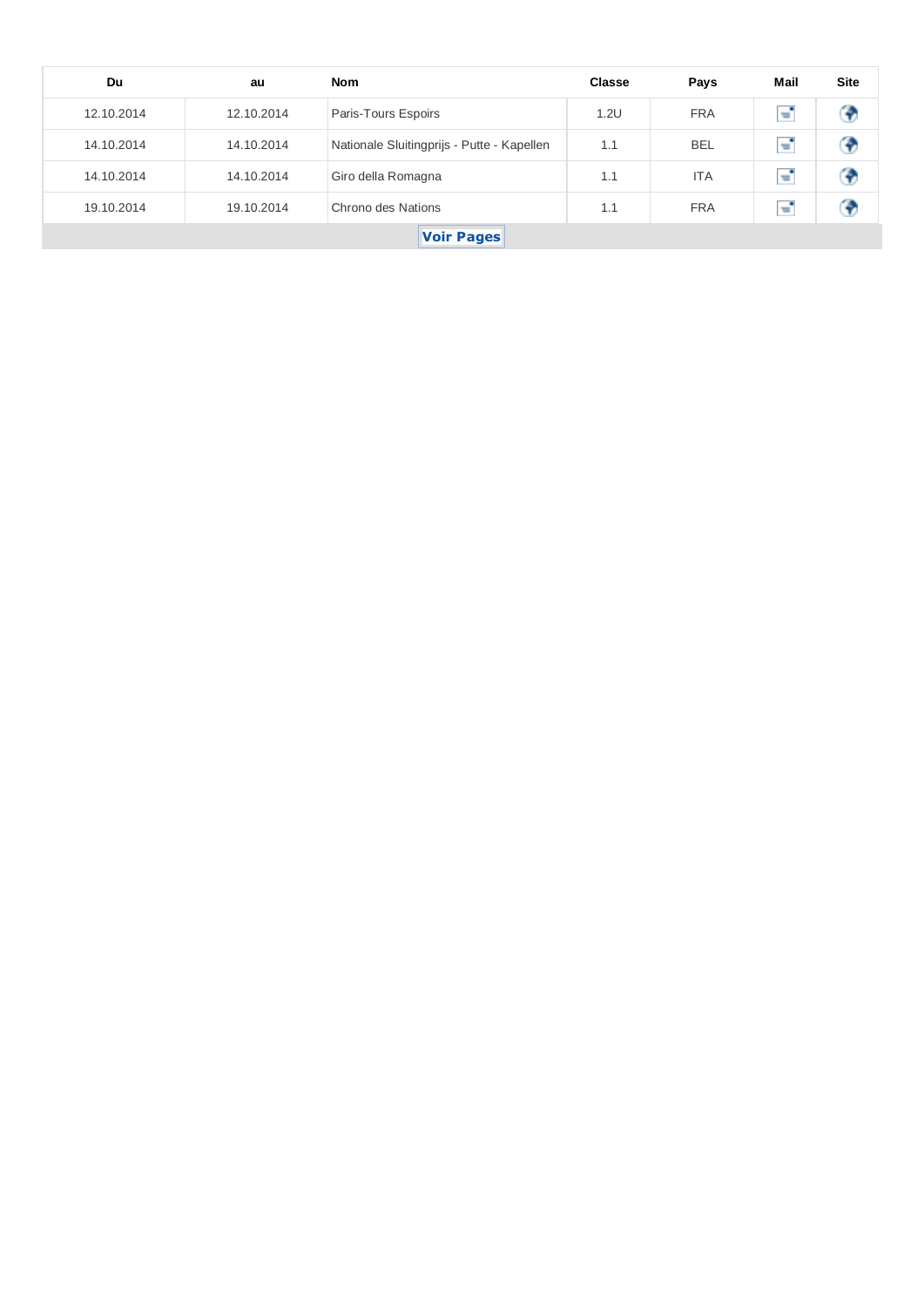| Du | au | Nom | Classe | Pays | Mail | Site |
|---|---|---|---|---|---|---|
| 12.10.2014 | 12.10.2014 | Paris-Tours Espoirs | 1.2U | FRA | | |
| 14.10.2014 | 14.10.2014 | Nationale Sluitingprijs - Putte - Kapellen | 1.1 | BEL | | |
| 14.10.2014 | 14.10.2014 | Giro della Romagna | 1.1 | ITA | | |
| 19.10.2014 | 19.10.2014 | Chrono des Nations | 1.1 | FRA | | |

**Voir Pages**